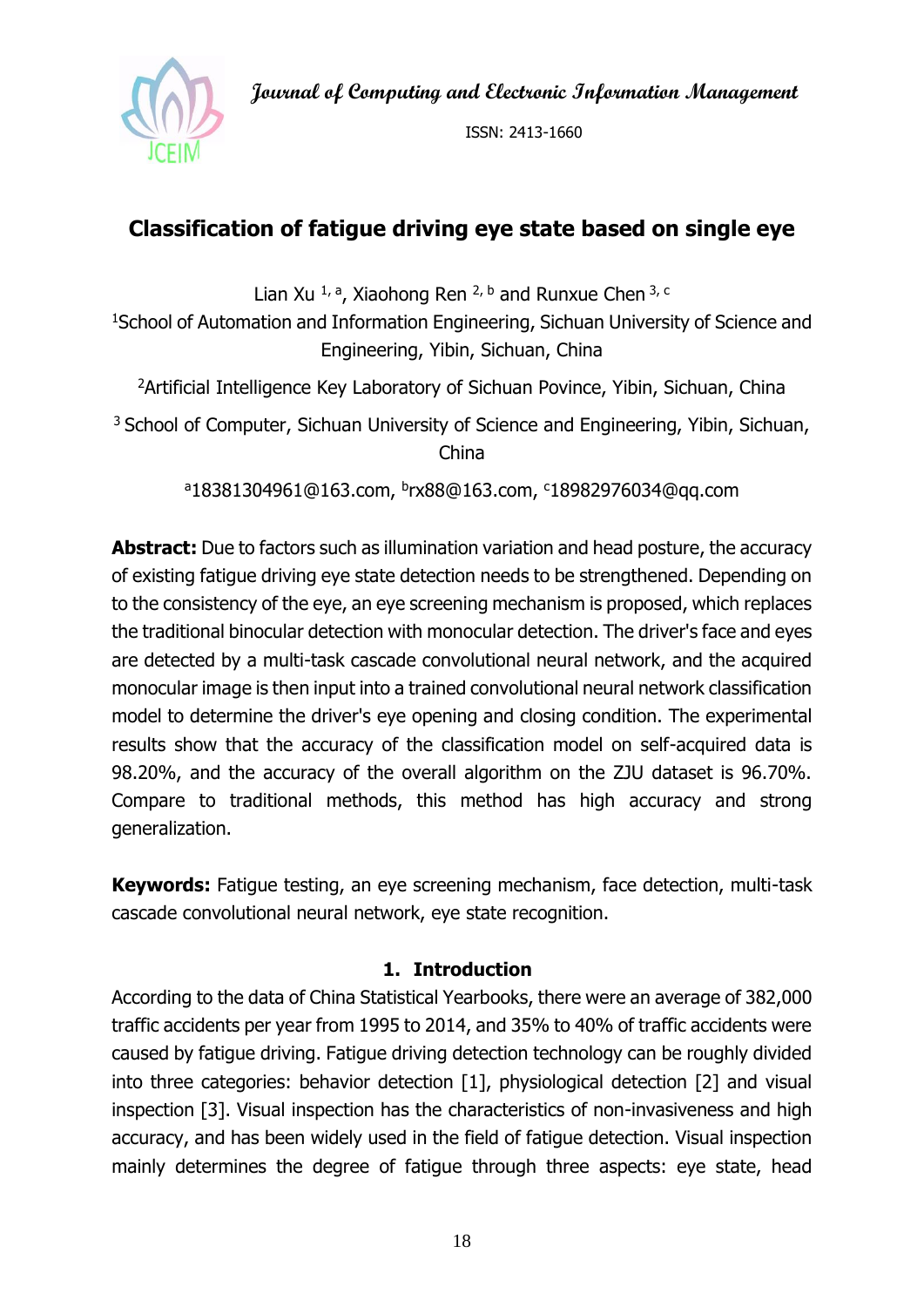# Classification of fatigue driving eye state based on single eye

Lian Xu [1, a], Xiaohong Ren [2, b] and Runxue Chen [3, c]

[1]School of Automation and Information Engineering, Sichuan University of Science and Engineering, Yibin, Sichuan, China

[2]Artificial Intelligence Key Laboratory of Sichuan Povince, Yibin, Sichuan, China

[3] School of Computer, Sichuan University of Science and Engineering, Yibin, Sichuan, China

[a]18381304961@163.com, [b]rx88@163.com, [c]18982976034@qq.com

**Abstract:** Due to factors such as illumination variation and head posture, the accuracy of existing fatigue driving eye state detection needs to be strengthened. Depending on to the consistency of the eye, an eye screening mechanism is proposed, which replaces the traditional binocular detection with monocular detection. The driver's face and eyes are detected by a multi-task cascade convolutional neural network, and the acquired monocular image is then input into a trained convolutional neural network classification model to determine the driver's eye opening and closing condition. The experimental results show that the accuracy of the classification model on self-acquired data is 98.20%, and the accuracy of the overall algorithm on the ZJU dataset is 96.70%. Compare to traditional methods, this method has high accuracy and strong generalization.

**Keywords:** Fatigue testing, an eye screening mechanism, face detection, multi-task cascade convolutional neural network, eye state recognition.

## 1. Introduction

According to the data of China Statistical Yearbooks, there were an average of 382,000 traffic accidents per year from 1995 to 2014, and 35% to 40% of traffic accidents were caused by fatigue driving. Fatigue driving detection technology can be roughly divided into three categories: behavior detection [1], physiological detection [2] and visual inspection [3]. Visual inspection has the characteristics of non-invasiveness and high accuracy, and has been widely used in the field of fatigue detection. Visual inspection mainly determines the degree of fatigue through three aspects: eye state, head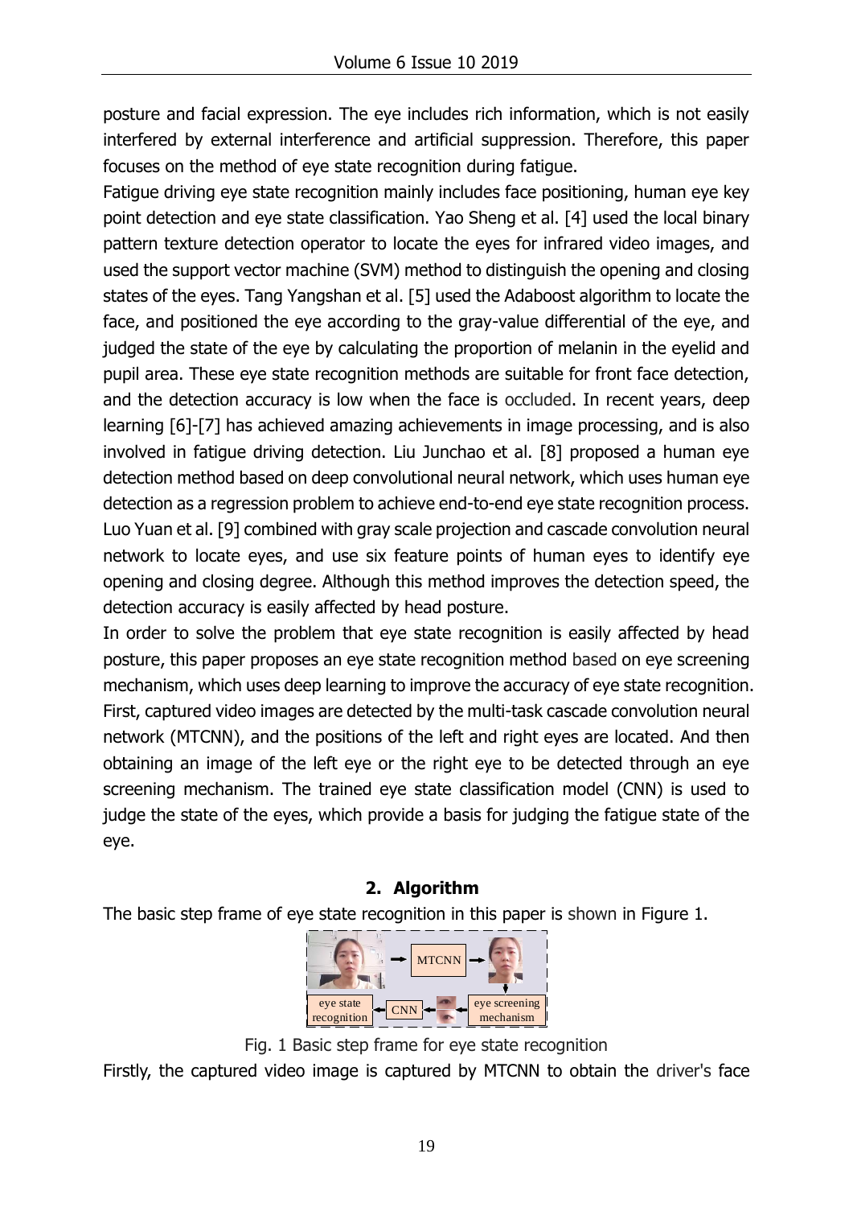posture and facial expression. The eye includes rich information, which is not easily interfered by external interference and artificial suppression. Therefore, this paper focuses on the method of eye state recognition during fatigue.

Fatigue driving eye state recognition mainly includes face positioning, human eye key point detection and eye state classification. Yao Sheng et al. [4] used the local binary pattern texture detection operator to locate the eyes for infrared video images, and used the support vector machine (SVM) method to distinguish the opening and closing states of the eyes. Tang Yangshan et al. [5] used the Adaboost algorithm to locate the face, and positioned the eye according to the gray-value differential of the eye, and judged the state of the eye by calculating the proportion of melanin in the eyelid and pupil area. These eye state recognition methods are suitable for front face detection, and the detection accuracy is low when the face is occluded. In recent years, deep learning [6]-[7] has achieved amazing achievements in image processing, and is also involved in fatigue driving detection. Liu Junchao et al. [8] proposed a human eye detection method based on deep convolutional neural network, which uses human eye detection as a regression problem to achieve end-to-end eye state recognition process. Luo Yuan et al. [9] combined with gray scale projection and cascade convolution neural network to locate eyes, and use six feature points of human eyes to identify eye opening and closing degree. Although this method improves the detection speed, the detection accuracy is easily affected by head posture.

In order to solve the problem that eye state recognition is easily affected by head posture, this paper proposes an eye state recognition method based on eye screening mechanism, which uses deep learning to improve the accuracy of eye state recognition. First, captured video images are detected by the multi-task cascade convolution neural network (MTCNN), and the positions of the left and right eyes are located. And then obtaining an image of the left eye or the right eye to be detected through an eye screening mechanism. The trained eye state classification model (CNN) is used to judge the state of the eyes, which provide a basis for judging the fatigue state of the eye.

## 2. Algorithm

The basic step frame of eye state recognition in this paper is shown in Figure 1.

Fig. 1 Basic step frame for eye state recognition

Firstly, the captured video image is captured by MTCNN to obtain the driver's face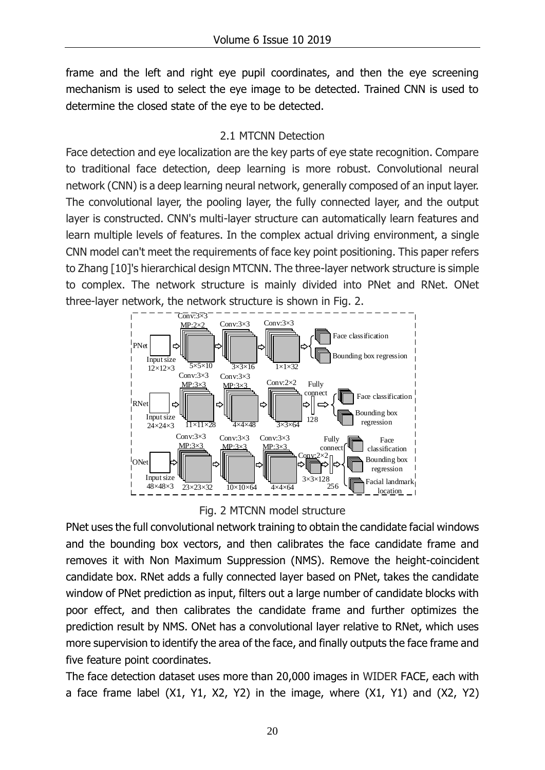frame and the left and right eye pupil coordinates, and then the eye screening mechanism is used to select the eye image to be detected. Trained CNN is used to determine the closed state of the eye to be detected.

### 2.1 MTCNN Detection

Face detection and eye localization are the key parts of eye state recognition. Compare to traditional face detection, deep learning is more robust. Convolutional neural network (CNN) is a deep learning neural network, generally composed of an input layer. The convolutional layer, the pooling layer, the fully connected layer, and the output layer is constructed. CNN's multi-layer structure can automatically learn features and learn multiple levels of features. In the complex actual driving environment, a single CNN model can't meet the requirements of face key point positioning. This paper refers to Zhang [10]'s hierarchical design MTCNN. The three-layer network structure is simple to complex. The network structure is mainly divided into PNet and RNet. ONet three-layer network, the network structure is shown in Fig. 2.

Fig. 2 MTCNN model structure

PNet uses the full convolutional network training to obtain the candidate facial windows and the bounding box vectors, and then calibrates the face candidate frame and removes it with Non Maximum Suppression (NMS). Remove the height-coincident candidate box. RNet adds a fully connected layer based on PNet, takes the candidate window of PNet prediction as input, filters out a large number of candidate blocks with poor effect, and then calibrates the candidate frame and further optimizes the prediction result by NMS. ONet has a convolutional layer relative to RNet, which uses more supervision to identify the area of the face, and finally outputs the face frame and five feature point coordinates.

The face detection dataset uses more than 20,000 images in WIDER FACE, each with a face frame label (X1, Y1, X2, Y2) in the image, where (X1, Y1) and (X2, Y2)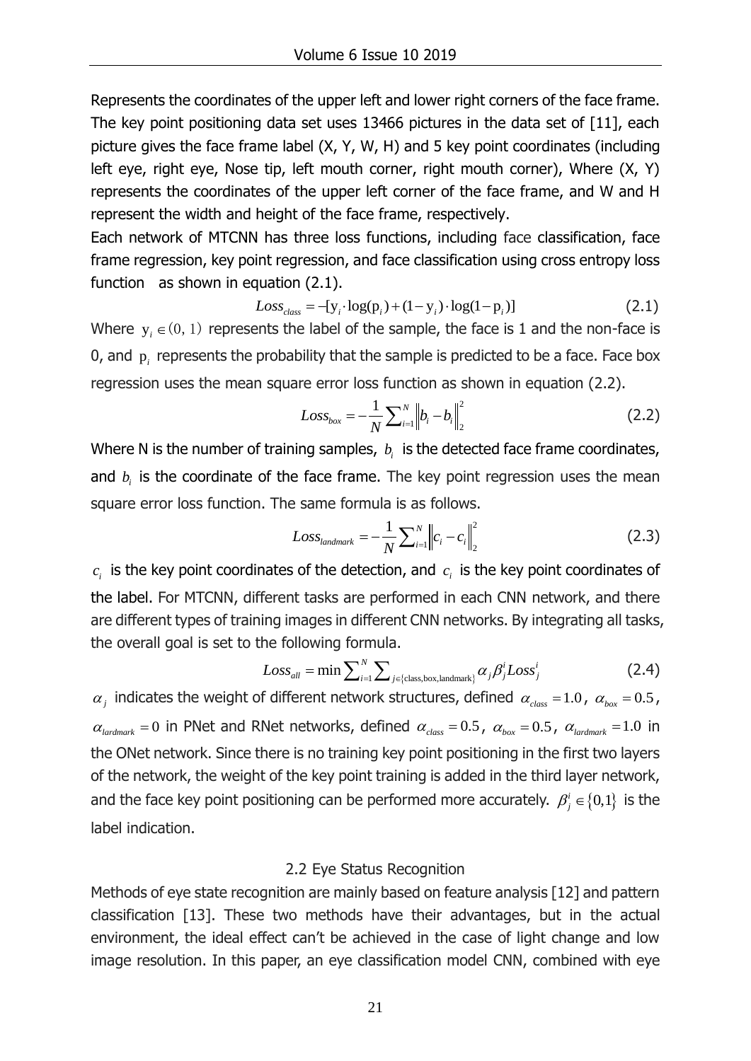Represents the coordinates of the upper left and lower right corners of the face frame. The key point positioning data set uses 13466 pictures in the data set of [11], each picture gives the face frame label (X, Y, W, H) and 5 key point coordinates (including left eye, right eye, Nose tip, left mouth corner, right mouth corner), Where (X, Y) represents the coordinates of the upper left corner of the face frame, and W and H represent the width and height of the face frame, respectively.

Each network of MTCNN has three loss functions, including face classification, face frame regression, key point regression, and face classification using cross entropy loss function as shown in equation (2.1).

$$Loss_{class} = -[\mathrm{y}_i \cdot \log(\mathrm{p}_i) + (1 - \mathrm{y}_i) \cdot \log(1 - \mathrm{p}_i)] \tag{2.1}$$

Where $\mathrm{y}_i \in (0, 1)$ represents the label of the sample, the face is 1 and the non-face is 0, and $\mathrm{p}_i$ represents the probability that the sample is predicted to be a face. Face box regression uses the mean square error loss function as shown in equation (2.2).

$$Loss_{box} = -\frac{1}{N}\sum_{i=1}^{N}\left\|b_i - b_i\right\|_2^2 \tag{2.2}$$

Where N is the number of training samples, $b_i$ is the detected face frame coordinates, and $b_i$ is the coordinate of the face frame. The key point regression uses the mean square error loss function. The same formula is as follows.

$$Loss_{landmark} = -\frac{1}{N}\sum_{i=1}^{N}\left\|c_i - c_i\right\|_2^2 \tag{2.3}$$

$c_i$ is the key point coordinates of the detection, and $c_i$ is the key point coordinates of the label. For MTCNN, different tasks are performed in each CNN network, and there are different types of training images in different CNN networks. By integrating all tasks, the overall goal is set to the following formula.

$$Loss_{all} = \min\sum_{i=1}^{N}\sum_{j\in\{\text{class},\text{box},\text{landmark}\}}\alpha_j \beta_j^i Loss_j^i \tag{2.4}$$

$\alpha_j$ indicates the weight of different network structures, defined $\alpha_{class} = 1.0$, $\alpha_{box} = 0.5$, $\alpha_{lardmark} = 0$ in PNet and RNet networks, defined $\alpha_{class} = 0.5$, $\alpha_{box} = 0.5$, $\alpha_{lardmark} = 1.0$ in the ONet network. Since there is no training key point positioning in the first two layers of the network, the weight of the key point training is added in the third layer network, and the face key point positioning can be performed more accurately. $\beta_j^i \in \{0,1\}$ is the label indication.

## 2.2 Eye Status Recognition

Methods of eye state recognition are mainly based on feature analysis [12] and pattern classification [13]. These two methods have their advantages, but in the actual environment, the ideal effect can't be achieved in the case of light change and low image resolution. In this paper, an eye classification model CNN, combined with eye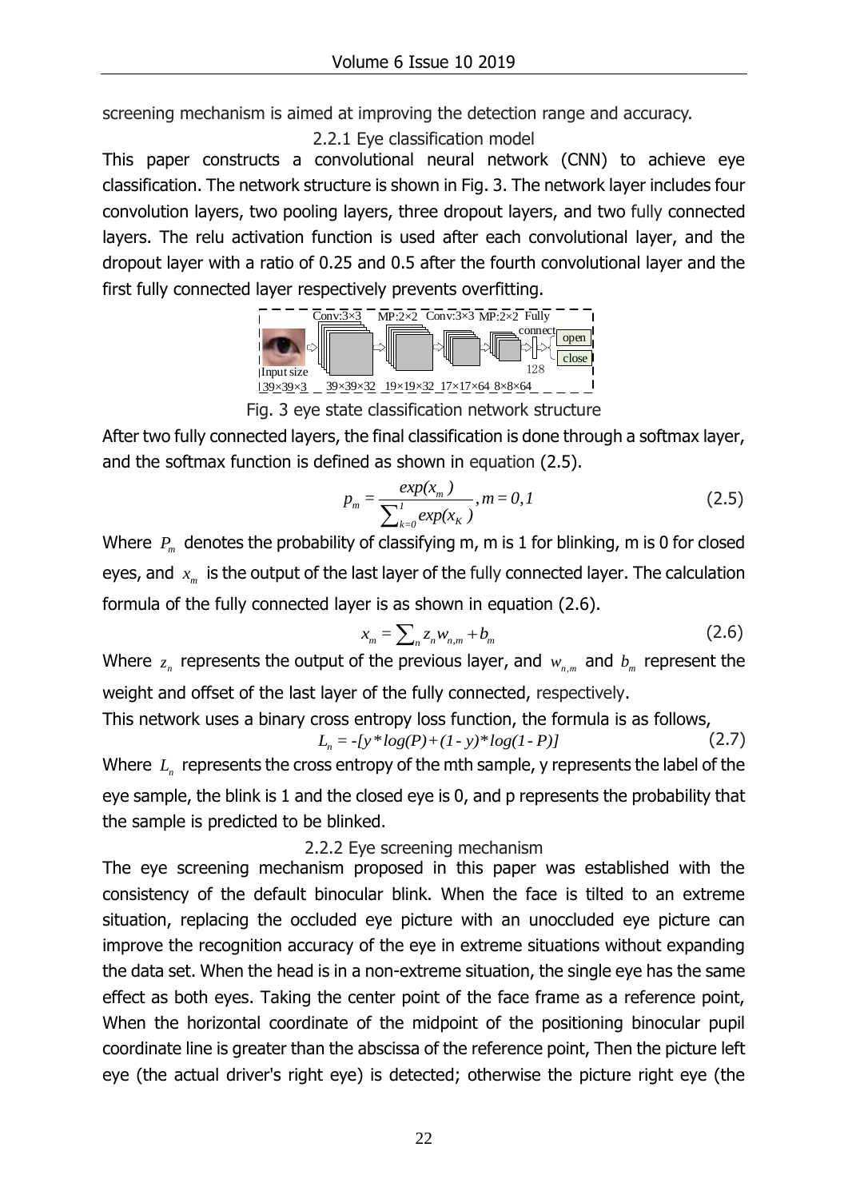screening mechanism is aimed at improving the detection range and accuracy.

### 2.2.1 Eye classification model

This paper constructs a convolutional neural network (CNN) to achieve eye classification. The network structure is shown in Fig. 3. The network layer includes four convolution layers, two pooling layers, three dropout layers, and two fully connected layers. The relu activation function is used after each convolutional layer, and the dropout layer with a ratio of 0.25 and 0.5 after the fourth convolutional layer and the first fully connected layer respectively prevents overfitting.

Fig. 3 eye state classification network structure

After two fully connected layers, the final classification is done through a softmax layer, and the softmax function is defined as shown in equation (2.5).

$$p_m = \frac{exp(x_m)}{\sum_{k=0}^{1} exp(x_K)}, m = 0,1 \tag{2.5}$$

Where $P_m$ denotes the probability of classifying m, m is 1 for blinking, m is 0 for closed eyes, and $x_m$ is the output of the last layer of the fully connected layer. The calculation formula of the fully connected layer is as shown in equation (2.6).

$$x_m = \sum_n z_n w_{n,m} + b_m \tag{2.6}$$

Where $z_n$ represents the output of the previous layer, and $w_{n,m}$ and $b_m$ represent the weight and offset of the last layer of the fully connected, respectively.

This network uses a binary cross entropy loss function, the formula is as follows,

$$L_n = -[y * log(P) + (1 - y) * log(1 - P)] \tag{2.7}$$

Where $L_n$ represents the cross entropy of the mth sample, y represents the label of the eye sample, the blink is 1 and the closed eye is 0, and p represents the probability that the sample is predicted to be blinked.

### 2.2.2 Eye screening mechanism

The eye screening mechanism proposed in this paper was established with the consistency of the default binocular blink. When the face is tilted to an extreme situation, replacing the occluded eye picture with an unoccluded eye picture can improve the recognition accuracy of the eye in extreme situations without expanding the data set. When the head is in a non-extreme situation, the single eye has the same effect as both eyes. Taking the center point of the face frame as a reference point, When the horizontal coordinate of the midpoint of the positioning binocular pupil coordinate line is greater than the abscissa of the reference point, Then the picture left eye (the actual driver's right eye) is detected; otherwise the picture right eye (the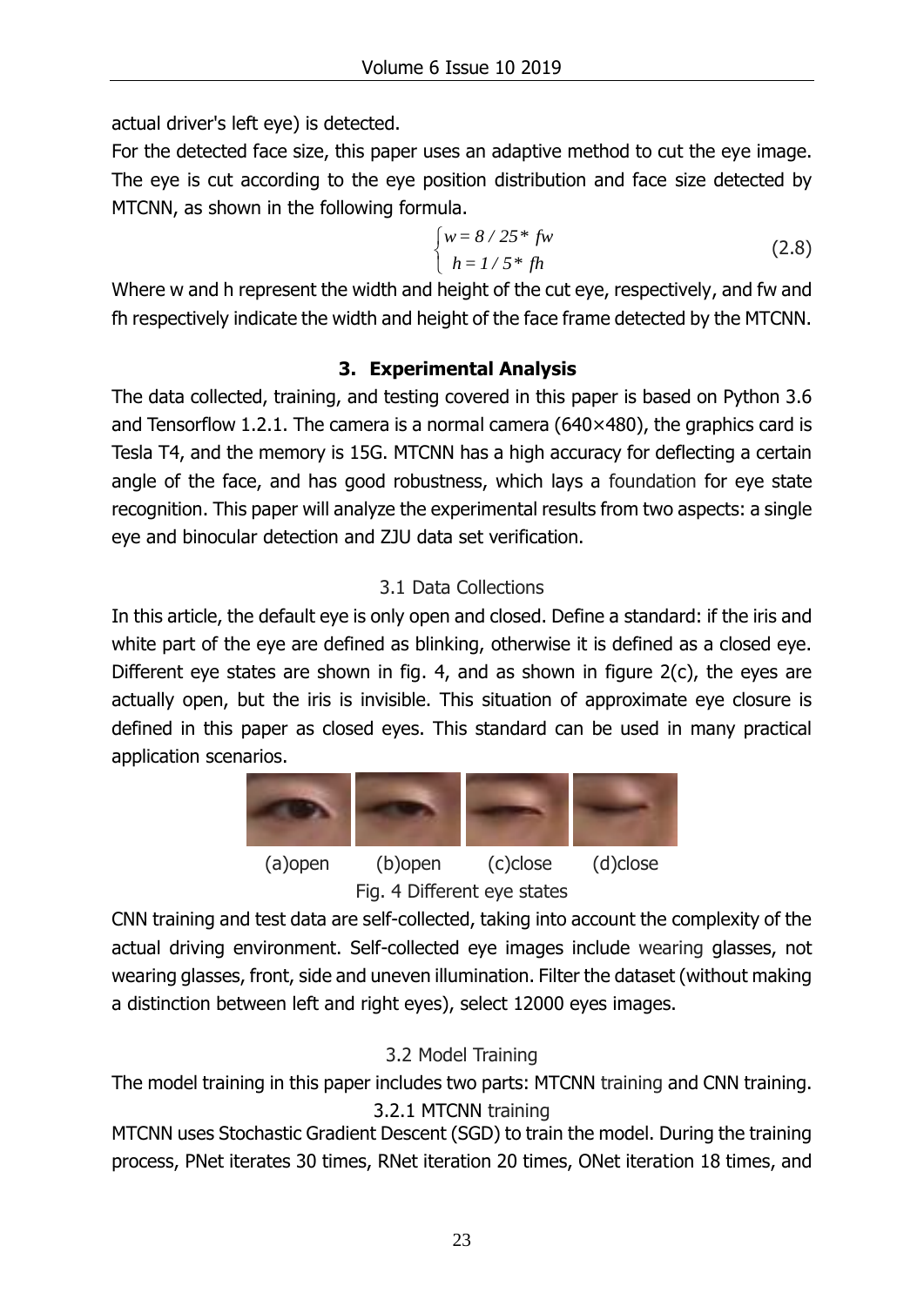actual driver's left eye) is detected.

For the detected face size, this paper uses an adaptive method to cut the eye image. The eye is cut according to the eye position distribution and face size detected by MTCNN, as shown in the following formula.

$$\begin{cases} w = 8/25 * fw \\ h = 1/5 * fh \end{cases} \tag{2.8}$$

Where w and h represent the width and height of the cut eye, respectively, and fw and fh respectively indicate the width and height of the face frame detected by the MTCNN.

## 3. Experimental Analysis

The data collected, training, and testing covered in this paper is based on Python 3.6 and Tensorflow 1.2.1. The camera is a normal camera (640×480), the graphics card is Tesla T4, and the memory is 15G. MTCNN has a high accuracy for deflecting a certain angle of the face, and has good robustness, which lays a foundation for eye state recognition. This paper will analyze the experimental results from two aspects: a single eye and binocular detection and ZJU data set verification.

### 3.1 Data Collections

In this article, the default eye is only open and closed. Define a standard: if the iris and white part of the eye are defined as blinking, otherwise it is defined as a closed eye. Different eye states are shown in fig. 4, and as shown in figure 2(c), the eyes are actually open, but the iris is invisible. This situation of approximate eye closure is defined in this paper as closed eyes. This standard can be used in many practical application scenarios.

(a)open (b)open (c)close (d)close

Fig. 4 Different eye states

CNN training and test data are self-collected, taking into account the complexity of the actual driving environment. Self-collected eye images include wearing glasses, not wearing glasses, front, side and uneven illumination. Filter the dataset (without making a distinction between left and right eyes), select 12000 eyes images.

### 3.2 Model Training

The model training in this paper includes two parts: MTCNN training and CNN training.

#### 3.2.1 MTCNN training

MTCNN uses Stochastic Gradient Descent (SGD) to train the model. During the training process, PNet iterates 30 times, RNet iteration 20 times, ONet iteration 18 times, and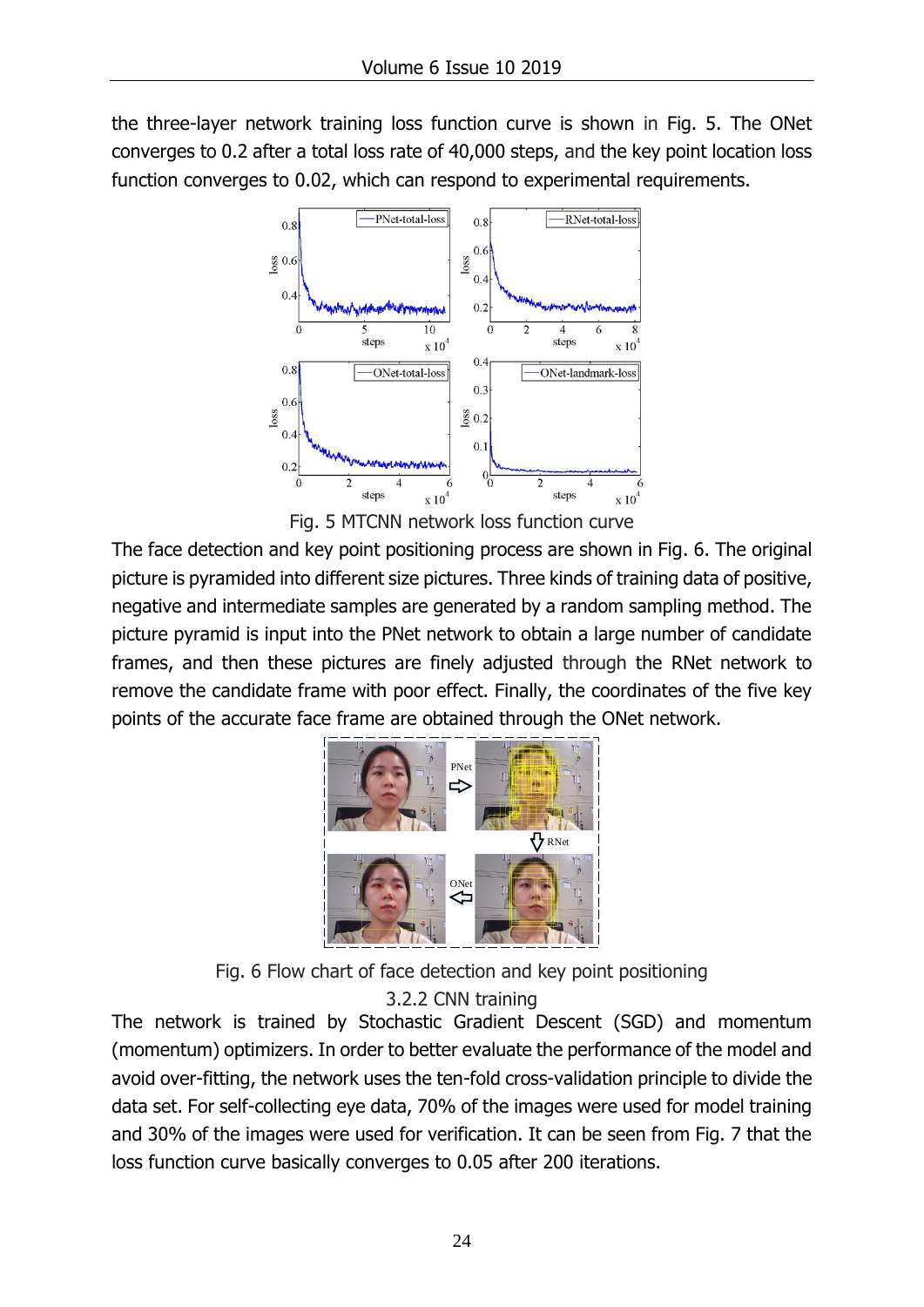the three-layer network training loss function curve is shown in Fig. 5. The ONet converges to 0.2 after a total loss rate of 40,000 steps, and the key point location loss function converges to 0.02, which can respond to experimental requirements.

Fig. 5 MTCNN network loss function curve

The face detection and key point positioning process are shown in Fig. 6. The original picture is pyramided into different size pictures. Three kinds of training data of positive, negative and intermediate samples are generated by a random sampling method. The picture pyramid is input into the PNet network to obtain a large number of candidate frames, and then these pictures are finely adjusted through the RNet network to remove the candidate frame with poor effect. Finally, the coordinates of the five key points of the accurate face frame are obtained through the ONet network.

Fig. 6 Flow chart of face detection and key point positioning

### 3.2.2 CNN training

The network is trained by Stochastic Gradient Descent (SGD) and momentum (momentum) optimizers. In order to better evaluate the performance of the model and avoid over-fitting, the network uses the ten-fold cross-validation principle to divide the data set. For self-collecting eye data, 70% of the images were used for model training and 30% of the images were used for verification. It can be seen from Fig. 7 that the loss function curve basically converges to 0.05 after 200 iterations.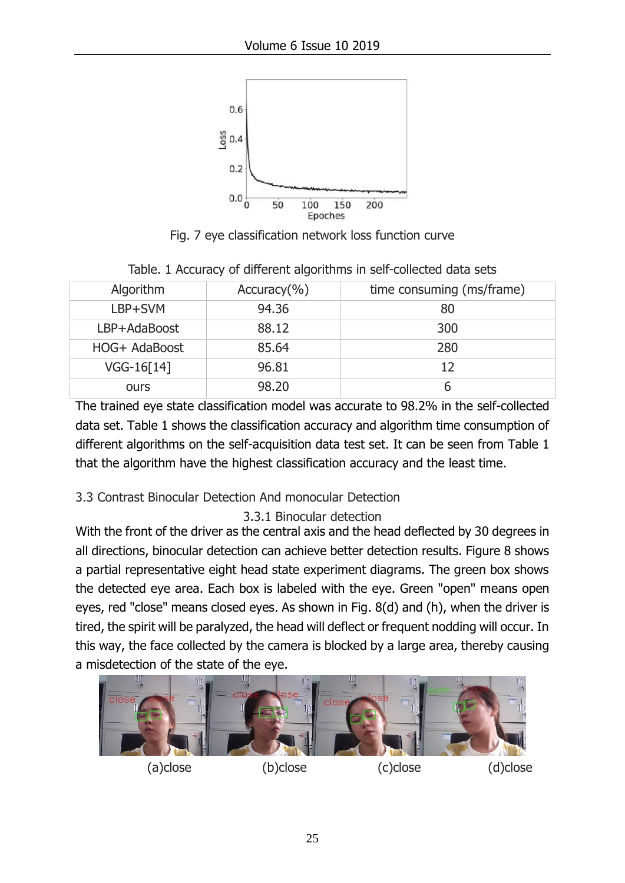Fig. 7 eye classification network loss function curve

Table. 1 Accuracy of different algorithms in self-collected data sets

| Algorithm | Accuracy(%) | time consuming (ms/frame) |
|---|---|---|
| LBP+SVM | 94.36 | 80 |
| LBP+AdaBoost | 88.12 | 300 |
| HOG+ AdaBoost | 85.64 | 280 |
| VGG-16[14] | 96.81 | 12 |
| ours | 98.20 | 6 |

The trained eye state classification model was accurate to 98.2% in the self-collected data set. Table 1 shows the classification accuracy and algorithm time consumption of different algorithms on the self-acquisition data test set. It can be seen from Table 1 that the algorithm have the highest classification accuracy and the least time.

### 3.3 Contrast Binocular Detection And monocular Detection

#### 3.3.1 Binocular detection

With the front of the driver as the central axis and the head deflected by 30 degrees in all directions, binocular detection can achieve better detection results. Figure 8 shows a partial representative eight head state experiment diagrams. The green box shows the detected eye area. Each box is labeled with the eye. Green "open" means open eyes, red "close" means closed eyes. As shown in Fig. 8(d) and (h), when the driver is tired, the spirit will be paralyzed, the head will deflect or frequent nodding will occur. In this way, the face collected by the camera is blocked by a large area, thereby causing a misdetection of the state of the eye.

(a)close (b)close (c)close (d)close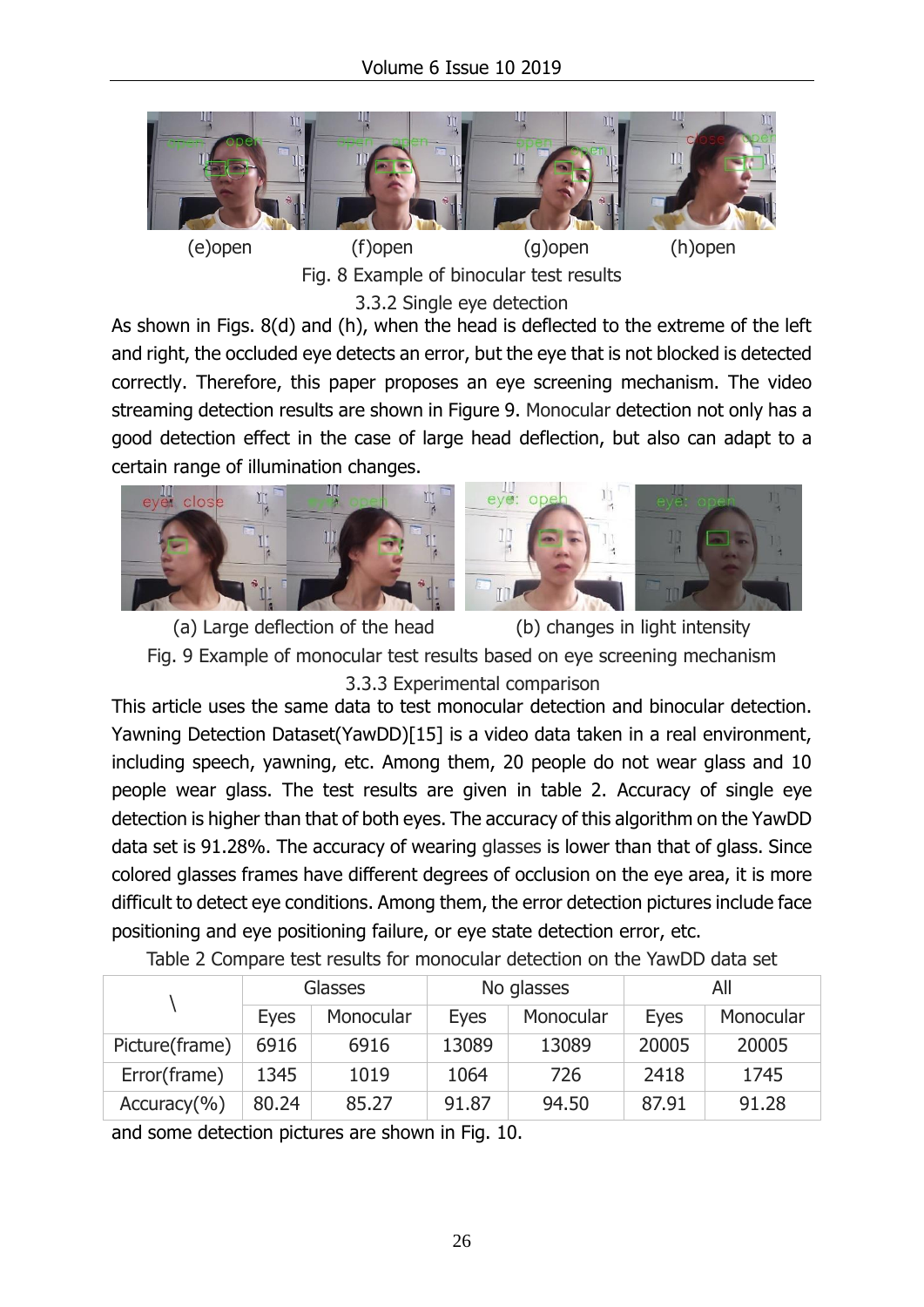(e)open (f)open (g)open (h)open

Fig. 8 Example of binocular test results

### 3.3.2 Single eye detection

As shown in Figs. 8(d) and (h), when the head is deflected to the extreme of the left and right, the occluded eye detects an error, but the eye that is not blocked is detected correctly. Therefore, this paper proposes an eye screening mechanism. The video streaming detection results are shown in Figure 9. Monocular detection not only has a good detection effect in the case of large head deflection, but also can adapt to a certain range of illumination changes.

(a) Large deflection of the head (b) changes in light intensity

Fig. 9 Example of monocular test results based on eye screening mechanism

### 3.3.3 Experimental comparison

This article uses the same data to test monocular detection and binocular detection. Yawning Detection Dataset(YawDD)[15] is a video data taken in a real environment, including speech, yawning, etc. Among them, 20 people do not wear glass and 10 people wear glass. The test results are given in table 2. Accuracy of single eye detection is higher than that of both eyes. The accuracy of this algorithm on the YawDD data set is 91.28%. The accuracy of wearing glasses is lower than that of glass. Since colored glasses frames have different degrees of occlusion on the eye area, it is more difficult to detect eye conditions. Among them, the error detection pictures include face positioning and eye positioning failure, or eye state detection error, etc.

Table 2 Compare test results for monocular detection on the YawDD data set

| \ | Glasses | | No glasses | | All | |
|---|---|---|---|---|---|---|
| | Eyes | Monocular | Eyes | Monocular | Eyes | Monocular |
| Picture(frame) | 6916 | 6916 | 13089 | 13089 | 20005 | 20005 |
| Error(frame) | 1345 | 1019 | 1064 | 726 | 2418 | 1745 |
| Accuracy(%) | 80.24 | 85.27 | 91.87 | 94.50 | 87.91 | 91.28 |

and some detection pictures are shown in Fig. 10.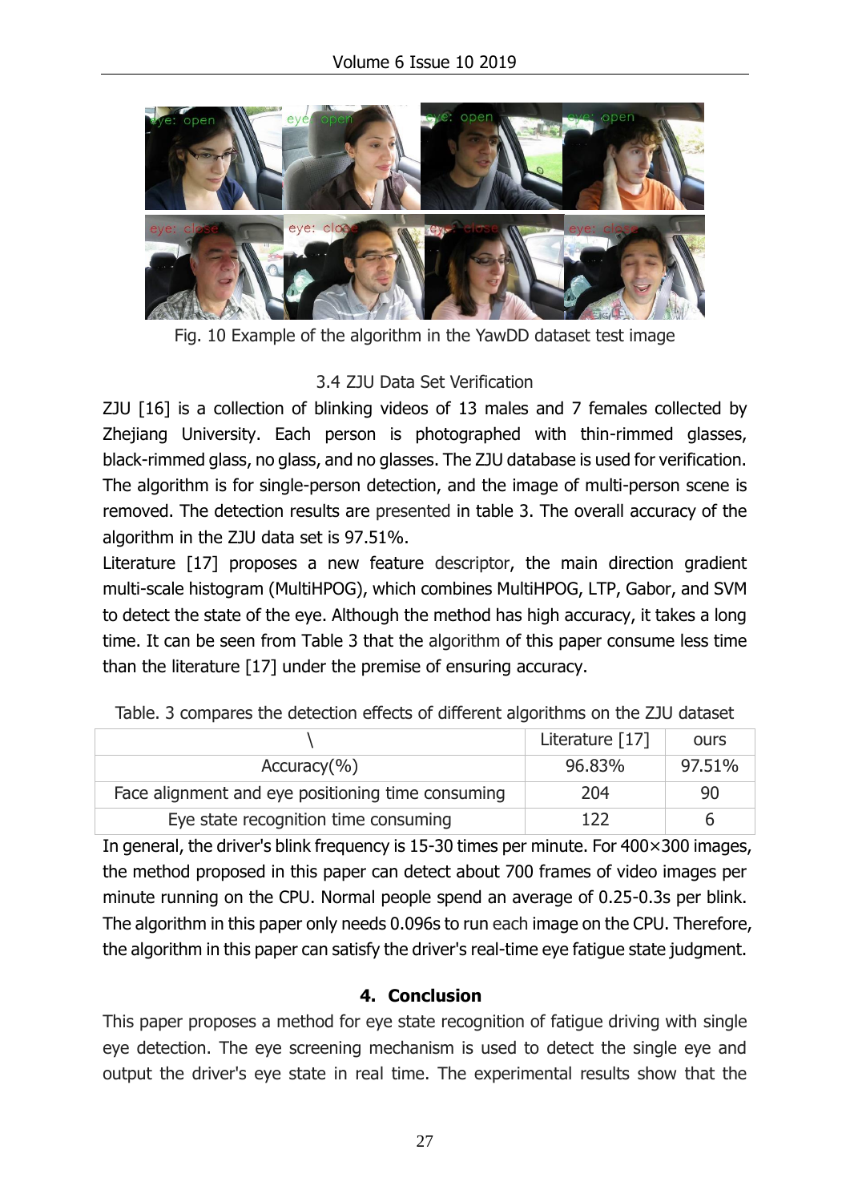Fig. 10 Example of the algorithm in the YawDD dataset test image

### 3.4 ZJU Data Set Verification

ZJU [16] is a collection of blinking videos of 13 males and 7 females collected by Zhejiang University. Each person is photographed with thin-rimmed glasses, black-rimmed glass, no glass, and no glasses. The ZJU database is used for verification. The algorithm is for single-person detection, and the image of multi-person scene is removed. The detection results are presented in table 3. The overall accuracy of the algorithm in the ZJU data set is 97.51%.

Literature [17] proposes a new feature descriptor, the main direction gradient multi-scale histogram (MultiHPOG), which combines MultiHPOG, LTP, Gabor, and SVM to detect the state of the eye. Although the method has high accuracy, it takes a long time. It can be seen from Table 3 that the algorithm of this paper consume less time than the literature [17] under the premise of ensuring accuracy.

Table. 3 compares the detection effects of different algorithms on the ZJU dataset

| \ | Literature [17] | ours |
|---|---|---|
| Accuracy(%) | 96.83% | 97.51% |
| Face alignment and eye positioning time consuming | 204 | 90 |
| Eye state recognition time consuming | 122 | 6 |

In general, the driver's blink frequency is 15-30 times per minute. For 400×300 images, the method proposed in this paper can detect about 700 frames of video images per minute running on the CPU. Normal people spend an average of 0.25-0.3s per blink. The algorithm in this paper only needs 0.096s to run each image on the CPU. Therefore, the algorithm in this paper can satisfy the driver's real-time eye fatigue state judgment.

## 4. Conclusion

This paper proposes a method for eye state recognition of fatigue driving with single eye detection. The eye screening mechanism is used to detect the single eye and output the driver's eye state in real time. The experimental results show that the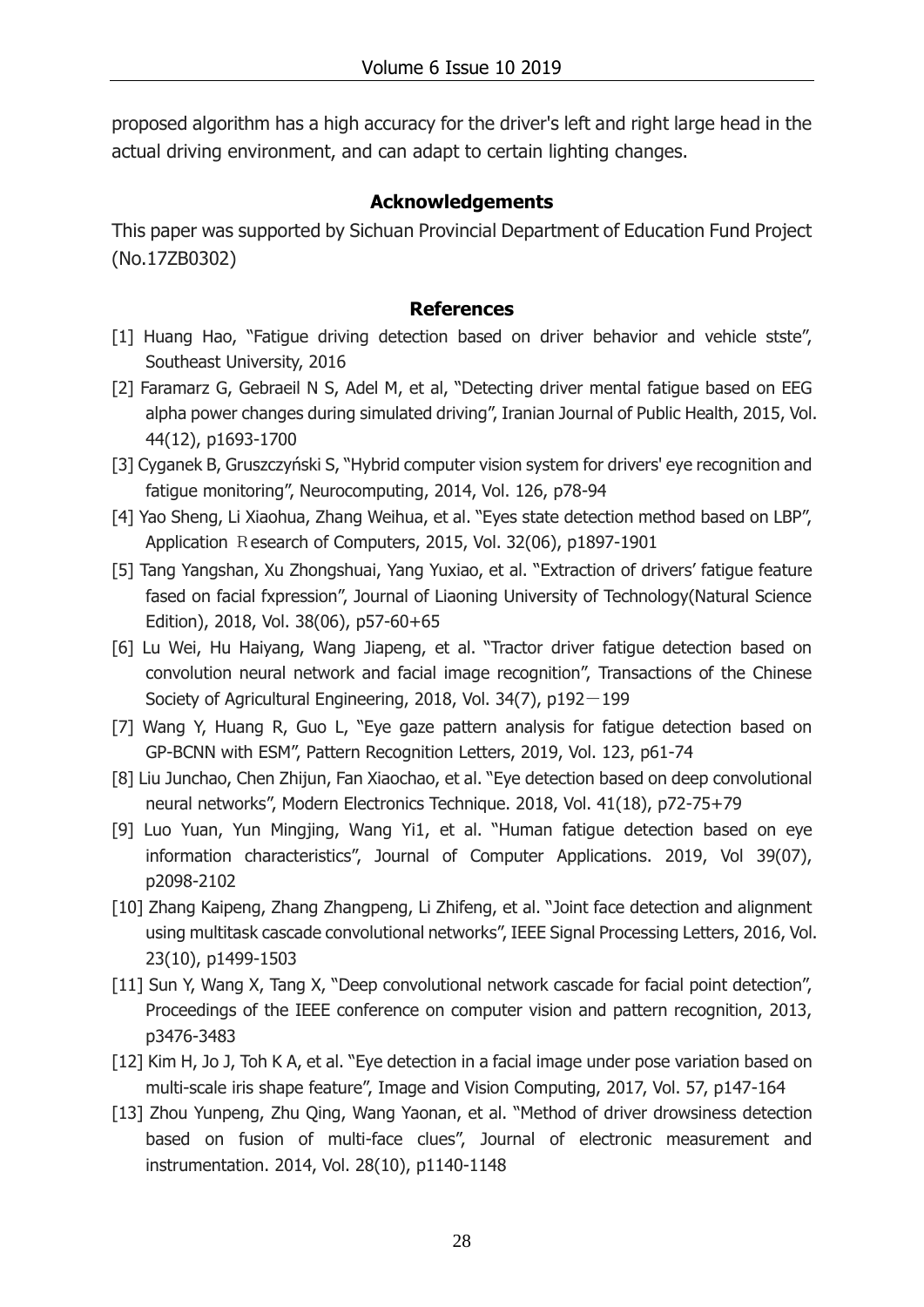proposed algorithm has a high accuracy for the driver's left and right large head in the actual driving environment, and can adapt to certain lighting changes.

## Acknowledgements

This paper was supported by Sichuan Provincial Department of Education Fund Project (No.17ZB0302)

## References

[1] Huang Hao, "Fatigue driving detection based on driver behavior and vehicle stste", Southeast University, 2016

[2] Faramarz G, Gebraeil N S, Adel M, et al, "Detecting driver mental fatigue based on EEG alpha power changes during simulated driving", Iranian Journal of Public Health, 2015, Vol. 44(12), p1693-1700

[3] Cyganek B, Gruszczyński S, "Hybrid computer vision system for drivers' eye recognition and fatigue monitoring", Neurocomputing, 2014, Vol. 126, p78-94

[4] Yao Sheng, Li Xiaohua, Zhang Weihua, et al. "Eyes state detection method based on LBP", Application Ｒesearch of Computers, 2015, Vol. 32(06), p1897-1901

[5] Tang Yangshan, Xu Zhongshuai, Yang Yuxiao, et al. "Extraction of drivers' fatigue feature fased on facial fxpression", Journal of Liaoning University of Technology(Natural Science Edition), 2018, Vol. 38(06), p57-60+65

[6] Lu Wei, Hu Haiyang, Wang Jiapeng, et al. "Tractor driver fatigue detection based on convolution neural network and facial image recognition", Transactions of the Chinese Society of Agricultural Engineering, 2018, Vol. 34(7), p192－199

[7] Wang Y, Huang R, Guo L, "Eye gaze pattern analysis for fatigue detection based on GP-BCNN with ESM", Pattern Recognition Letters, 2019, Vol. 123, p61-74

[8] Liu Junchao, Chen Zhijun, Fan Xiaochao, et al. "Eye detection based on deep convolutional neural networks", Modern Electronics Technique. 2018, Vol. 41(18), p72-75+79

[9] Luo Yuan, Yun Mingjing, Wang Yi1, et al. "Human fatigue detection based on eye information characteristics", Journal of Computer Applications. 2019, Vol 39(07), p2098-2102

[10] Zhang Kaipeng, Zhang Zhangpeng, Li Zhifeng, et al. "Joint face detection and alignment using multitask cascade convolutional networks", IEEE Signal Processing Letters, 2016, Vol. 23(10), p1499-1503

[11] Sun Y, Wang X, Tang X, "Deep convolutional network cascade for facial point detection", Proceedings of the IEEE conference on computer vision and pattern recognition, 2013, p3476-3483

[12] Kim H, Jo J, Toh K A, et al. "Eye detection in a facial image under pose variation based on multi-scale iris shape feature", Image and Vision Computing, 2017, Vol. 57, p147-164

[13] Zhou Yunpeng, Zhu Qing, Wang Yaonan, et al. "Method of driver drowsiness detection based on fusion of multi-face clues", Journal of electronic measurement and instrumentation. 2014, Vol. 28(10), p1140-1148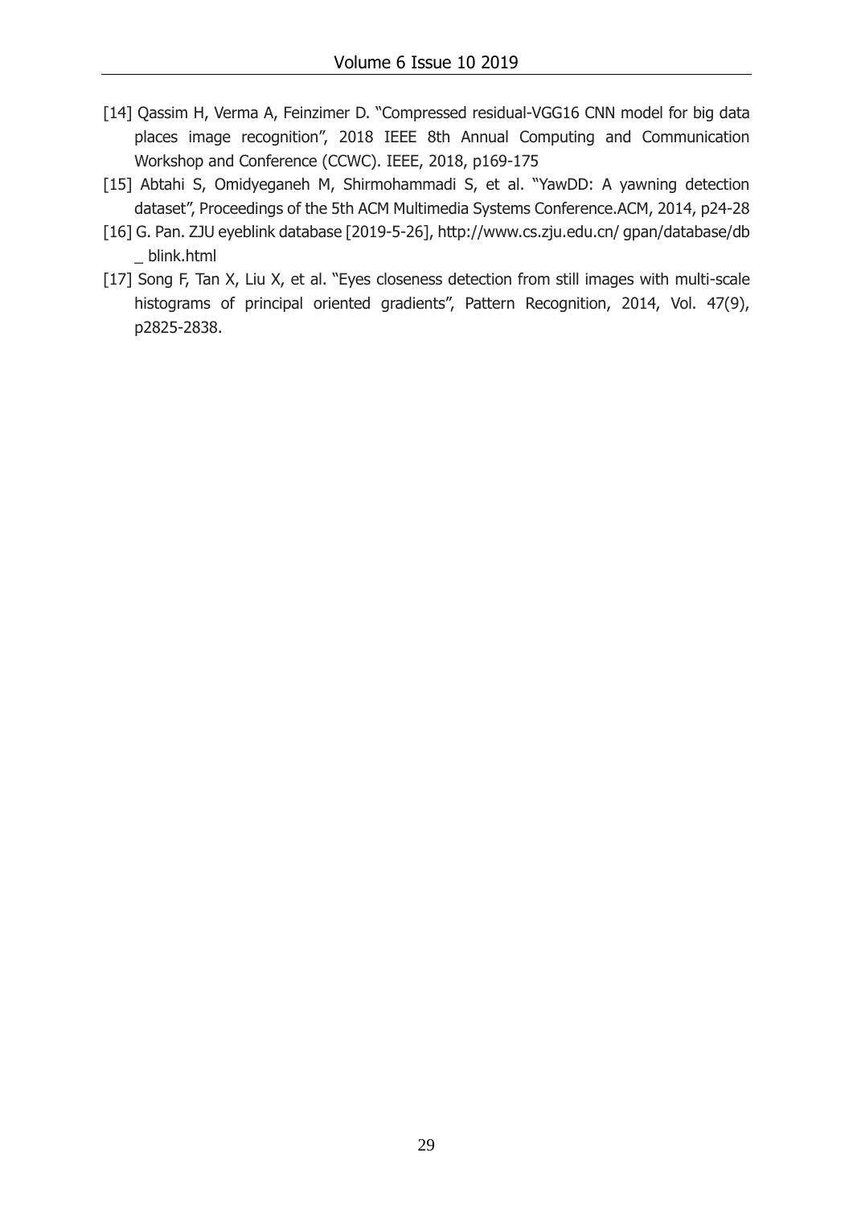[14] Qassim H, Verma A, Feinzimer D. "Compressed residual-VGG16 CNN model for big data places image recognition", 2018 IEEE 8th Annual Computing and Communication Workshop and Conference (CCWC). IEEE, 2018, p169-175

[15] Abtahi S, Omidyeganeh M, Shirmohammadi S, et al. "YawDD: A yawning detection dataset", Proceedings of the 5th ACM Multimedia Systems Conference.ACM, 2014, p24-28

[16] G. Pan. ZJU eyeblink database [2019-5-26], http://www.cs.zju.edu.cn/ gpan/database/db _ blink.html

[17] Song F, Tan X, Liu X, et al. "Eyes closeness detection from still images with multi-scale histograms of principal oriented gradients", Pattern Recognition, 2014, Vol. 47(9), p2825-2838.